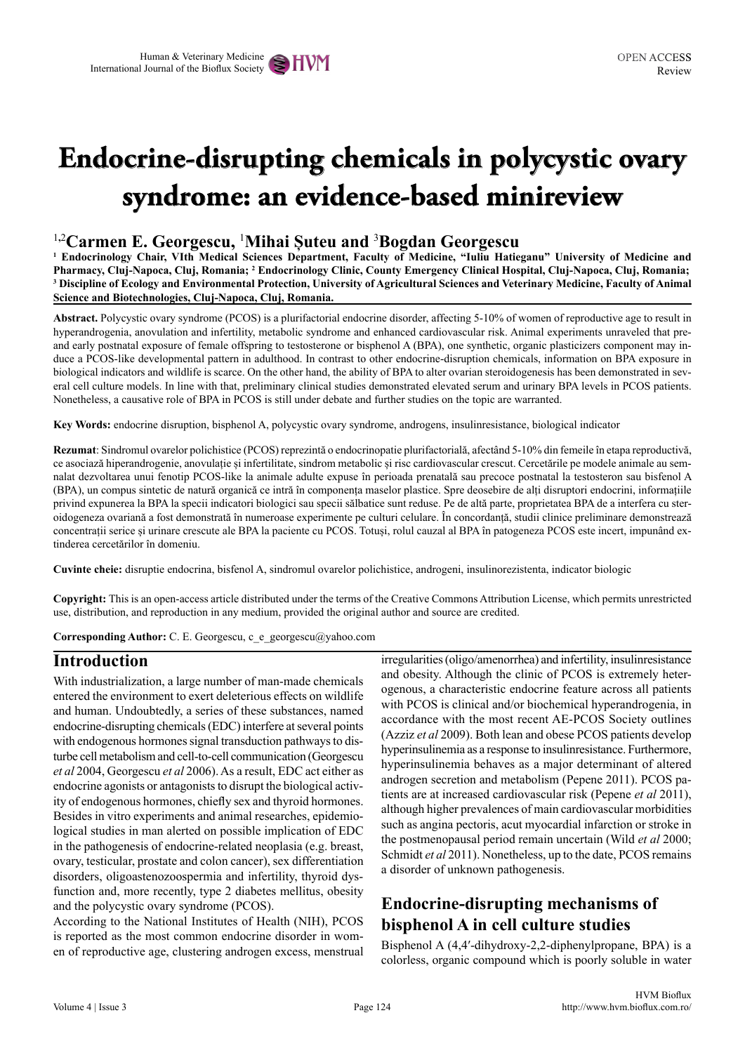# Endocrine-disrupting chemicals in polycystic ovary syndrome: an evidence-based minireview

[1,2]**Carmen E. Georgescu**, [1]**Mihai Șuteu and** [3]**Bogdan Georgescu**

**[1] Endocrinology Chair, VIth Medical Sciences Department, Faculty of Medicine, "Iuliu Hatieganu" University of Medicine and Pharmacy, Cluj-Napoca, Cluj, Romania; [2] Endocrinology Clinic, County Emergency Clinical Hospital, Cluj-Napoca, Cluj, Romania; [3] Discipline of Ecology and Environmental Protection, University of Agricultural Sciences and Veterinary Medicine, Faculty of Animal Science and Biotechnologies, Cluj-Napoca, Cluj, Romania.**

**Abstract.** Polycystic ovary syndrome (PCOS) is a plurifactorial endocrine disorder, affecting 5-10% of women of reproductive age to result in hyperandrogenia, anovulation and infertility, metabolic syndrome and enhanced cardiovascular risk. Animal experiments unraveled that pre- and early postnatal exposure of female offspring to testosterone or bisphenol A (BPA), one synthetic, organic plasticizers component may induce a PCOS-like developmental pattern in adulthood. In contrast to other endocrine-disruption chemicals, information on BPA exposure in biological indicators and wildlife is scarce. On the other hand, the ability of BPA to alter ovarian steroidogenesis has been demonstrated in several cell culture models. In line with that, preliminary clinical studies demonstrated elevated serum and urinary BPA levels in PCOS patients. Nonetheless, a causative role of BPA in PCOS is still under debate and further studies on the topic are warranted.

**Key Words:** endocrine disruption, bisphenol A, polycystic ovary syndrome, androgens, insulinresistance, biological indicator

**Rezumat**: Sindromul ovarelor polichistice (PCOS) reprezintă o endocrinopatie plurifactorială, afectând 5-10% din femeile în etapa reproductivă, ce asociază hiperandrogenie, anovulație și infertilitate, sindrom metabolic și risc cardiovascular crescut. Cercetările pe modele animale au semnalat dezvoltarea unui fenotip PCOS-like la animale adulte expuse în perioada prenatală sau precoce postnatal la testosteron sau bisfenol A (BPA), un compus sintetic de natură organică ce intră în componența maselor plastice. Spre deosebire de alți disruptori endocrini, informațiile privind expunerea la BPA la specii indicatori biologici sau specii sălbatice sunt reduse. Pe de altă parte, proprietatea BPA de a interfera cu steroidogeneza ovariană a fost demonstrată în numeroase experimente pe culturi celulare. În concordanță, studii clinice preliminare demonstrează concentrații serice și urinare crescute ale BPA la paciente cu PCOS. Totuși, rolul cauzal al BPA în patogeneza PCOS este incert, impunând extinderea cercetărilor în domeniu.

**Cuvinte cheie:** disruptie endocrina, bisfenol A, sindromul ovarelor polichistice, androgeni, insulinorezistenta, indicator biologic

**Copyright:** This is an open-access article distributed under the terms of the Creative Commons Attribution License, which permits unrestricted use, distribution, and reproduction in any medium, provided the original author and source are credited.

**Corresponding Author:** C. E. Georgescu, c_e_georgescu@yahoo.com

## Introduction

With industrialization, a large number of man-made chemicals entered the environment to exert deleterious effects on wildlife and human. Undoubtedly, a series of these substances, named endocrine-disrupting chemicals (EDC) interfere at several points with endogenous hormones signal transduction pathways to disturbe cell metabolism and cell-to-cell communication (Georgescu *et al* 2004, Georgescu *et al* 2006). As a result, EDC act either as endocrine agonists or antagonists to disrupt the biological activity of endogenous hormones, chiefly sex and thyroid hormones. Besides in vitro experiments and animal researches, epidemiological studies in man alerted on possible implication of EDC in the pathogenesis of endocrine-related neoplasia (e.g. breast, ovary, testicular, prostate and colon cancer), sex differentiation disorders, oligoastenozoospermia and infertility, thyroid dysfunction and, more recently, type 2 diabetes mellitus, obesity and the polycystic ovary syndrome (PCOS).

According to the National Institutes of Health (NIH), PCOS is reported as the most common endocrine disorder in women of reproductive age, clustering androgen excess, menstrual irregularities (oligo/amenorrhea) and infertility, insulinresistance and obesity. Although the clinic of PCOS is extremely heterogenous, a characteristic endocrine feature across all patients with PCOS is clinical and/or biochemical hyperandrogenia, in accordance with the most recent AE-PCOS Society outlines (Azziz *et al* 2009). Both lean and obese PCOS patients develop hyperinsulinemia as a response to insulinresistance. Furthermore, hyperinsulinemia behaves as a major determinant of altered androgen secretion and metabolism (Pepene 2011). PCOS patients are at increased cardiovascular risk (Pepene *et al* 2011), although higher prevalences of main cardiovascular morbidities such as angina pectoris, acut myocardial infarction or stroke in the postmenopausal period remain uncertain (Wild *et al* 2000; Schmidt *et al* 2011). Nonetheless, up to the date, PCOS remains a disorder of unknown pathogenesis.

## Endocrine-disrupting mechanisms of bisphenol A in cell culture studies

Bisphenol A (4,4′-dihydroxy-2,2-diphenylpropane, BPA) is a colorless, organic compound which is poorly soluble in water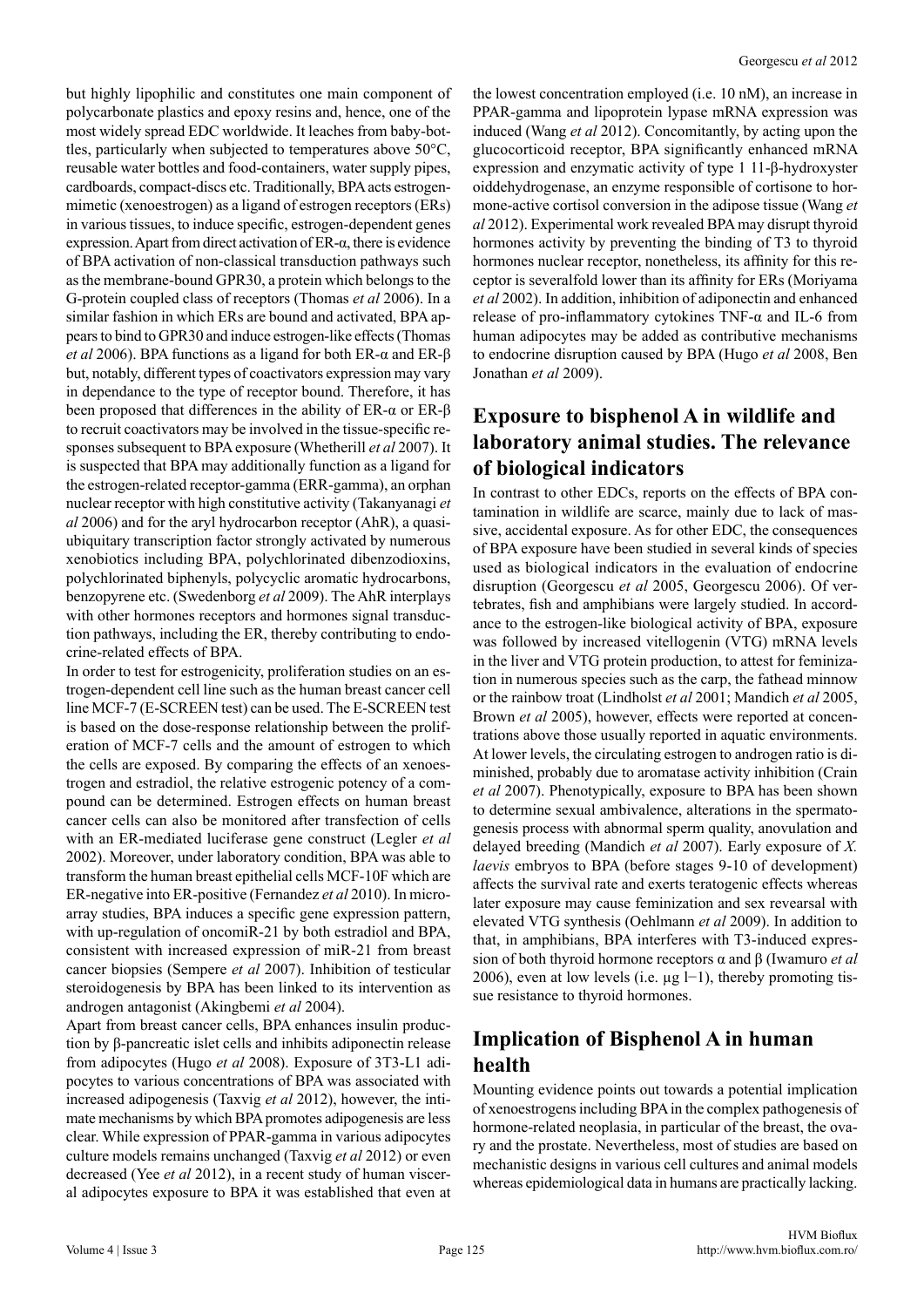but highly lipophilic and constitutes one main component of polycarbonate plastics and epoxy resins and, hence, one of the most widely spread EDC worldwide. It leaches from baby-bottles, particularly when subjected to temperatures above 50°C, reusable water bottles and water-food-containers, water supply pipes, cardboards, compact-discs etc. Traditionally, BPA acts estrogen-mimetic (xenoestrogen) as a ligand of estrogen receptors (ERs) in various tissues, to induce specific, estrogen-dependent genes expression. Apart from direct activation of ER-α, there is evidence of BPA activation of non-classical transduction pathways such as the membrane-bound GPR30, a protein which belongs to the G-protein coupled class of receptors (Thomas *et al* 2006). In a similar fashion in which ERs are bound and activated, BPA appears to bind to GPR30 and induce estrogen-like effects (Thomas *et al* 2006). BPA functions as a ligand for both ER-α and ER-β but, notably, different types of coactivators expression may vary in dependance to the type of receptor bound. Therefore, it has been proposed that differences in the ability of ER-α or ER-β to recruit coactivators may be involved in the tissue-specific responses subsequent to BPA exposure (Whetherill *et al* 2007). It is suspected that BPA may additionally function as a ligand for the estrogen-related receptor-gamma (ERR-gamma), an orphan nuclear receptor with high constitutive activity (Takanyanagi *et al* 2006) and for the aryl hydrocarbon receptor (AhR), a quasi-ubiquitary transcription factor strongly activated by numerous xenobiotics including BPA, polychlorinated dibenzodioxins, polychlorinated biphenyls, polycyclic aromatic hydrocarbons, benzopyrene etc. (Swedenborg *et al* 2009). The AhR interplays with other hormones receptors and hormones signal transduction pathways, including the ER, thereby contributing to endocrine-related effects of BPA.

In order to test for estrogenicity, proliferation studies on an estrogen-dependent cell line such as the human breast cancer cell line MCF-7 (E-SCREEN test) can be used. The E-SCREEN test is based on the dose-response relationship between the proliferation of MCF-7 cells and the amount of estrogen to which the cells are exposed. By comparing the effects of an xenoestrogen and estradiol, the relative estrogenic potency of a compound can be determined. Estrogen effects on human breast cancer cells can also be monitored after transfection of cells with an ER-mediated luciferase gene construct (Legler *et al* 2002). Moreover, under laboratory condition, BPA was able to transform the human breast epithelial cells MCF-10F which are ER-negative into ER-positive (Fernandez *et al* 2010). In microarray studies, BPA induces a specific gene expression pattern, with up-regulation of oncomiR-21 by both estradiol and BPA, consistent with increased expression of miR-21 from breast cancer biopsies (Sempere *et al* 2007). Inhibition of testicular steroidogenesis by BPA has been linked to its intervention as androgen antagonist (Akingbemi *et al* 2004).

Apart from breast cancer cells, BPA enhances insulin production by β-pancreatic islet cells and inhibits adiponectin release from adipocytes (Hugo *et al* 2008). Exposure of 3T3-L1 adipocytes to various concentrations of BPA was associated with increased adipogenesis (Taxvig *et al* 2012), however, the intimate mechanisms by which BPA promotes adipogenesis are less clear. While expression of PPAR-gamma in various adipocytes culture models remains unchanged (Taxvig *et al* 2012) or even decreased (Yee *et al* 2012), in a recent study of human visceral adipocytes exposure to BPA it was established that even at the lowest concentration employed (i.e. 10 nM), an increase in PPAR-gamma and lipoprotein lypase mRNA expression was induced (Wang *et al* 2012). Concomitantly, by acting upon the glucocorticoid receptor, BPA significantly enhanced mRNA expression and enzymatic activity of type 1 11-β-hydroxyster oiddehydrogenase, an enzyme responsible of cortisone to hormone-active cortisol conversion in the adipose tissue (Wang *et al* 2012). Experimental work revealed BPA may disrupt thyroid hormones activity by preventing the binding of T3 to thyroid hormones nuclear receptor, nonetheless, its affinity for this receptor is severalfold lower than its affinity for ERs (Moriyama *et al* 2002). In addition, inhibition of adiponectin and enhanced release of pro-inflammatory cytokines TNF-α and IL-6 from human adipocytes may be added as contributive mechanisms to endocrine disruption caused by BPA (Hugo *et al* 2008, Ben Jonathan *et al* 2009).

## Exposure to bisphenol A in wildlife and laboratory animal studies. The relevance of biological indicators

In contrast to other EDCs, reports on the effects of BPA contamination in wildlife are scarce, mainly due to lack of massive, accidental exposure. As for other EDC, the consequences of BPA exposure have been studied in several kinds of species used as biological indicators in the evaluation of endocrine disruption (Georgescu *et al* 2005, Georgescu 2006). Of vertebrates, fish and amphibians were largely studied. In accordance to the estrogen-like biological activity of BPA, exposure was followed by increased vitellogenin (VTG) mRNA levels in the liver and VTG protein production, to attest for feminization in numerous species such as the carp, the fathead minnow or the rainbow troat (Lindholst *et al* 2001; Mandich *et al* 2005, Brown *et al* 2005), however, effects were reported at concentrations above those usually reported in aquatic environments. At lower levels, the circulating estrogen to androgen ratio is diminished, probably due to aromatase activity inhibition (Crain *et al* 2007). Phenotypically, exposure to BPA has been shown to determine sexual ambivalence, alterations in the spermatogenesis process with abnormal sperm quality, anovulation and delayed breeding (Mandich *et al* 2007). Early exposure of *X. laevis* embryos to BPA (before stages 9-10 of development) affects the survival rate and exerts teratogenic effects whereas later exposure may cause feminization and sex reversal with elevated VTG synthesis (Oehlmann *et al* 2009). In addition to that, in amphibians, BPA interferes with T3-induced expression of both thyroid hormone receptors α and β (Iwamuro *et al* 2006), even at low levels (i.e. $\mu g\ l^{-1}$), thereby promoting tissue resistance to thyroid hormones.

## Implication of Bisphenol A in human health

Mounting evidence points out towards a potential implication of xenoestrogens including BPA in the complex pathogenesis of hormone-related neoplasia, in particular of the breast, the ovary and the prostate. Nevertheless, most of studies are based on mechanistic designs in various cell cultures and animal models whereas epidemiological data in humans are practically lacking.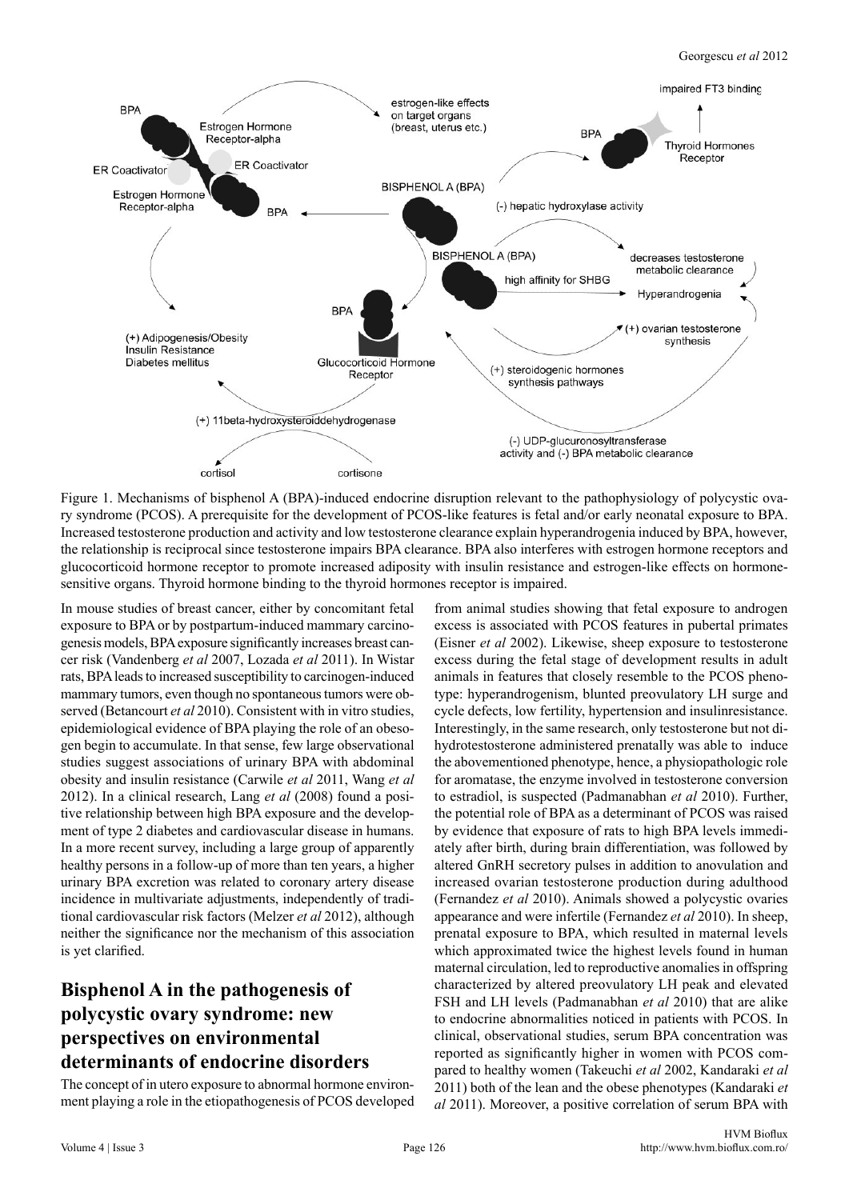Figure 1. Mechanisms of bisphenol A (BPA)-induced endocrine disruption relevant to the pathophysiology of polycystic ovary syndrome (PCOS). A prerequisite for the development of PCOS-like features is fetal and/or early neonatal exposure to BPA. Increased testosterone production and activity and low testosterone clearance explain hyperandrogenia induced by BPA, however, the relationship is reciprocal since testosterone impairs BPA clearance. BPA also interferes with estrogen hormone receptors and glucocorticoid hormone receptor to promote increased adiposity with insulin resistance and estrogen-like effects on hormone-sensitive organs. Thyroid hormone binding to the thyroid hormones receptor is impaired.

In mouse studies of breast cancer, either by concomitant fetal exposure to BPA or by postpartum-induced mammary carcinogenesis models, BPA exposure significantly increases breast cancer risk (Vandenberg *et al* 2007, Lozada *et al* 2011). In Wistar rats, BPA leads to increased susceptibility to carcinogen-induced mammary tumors, even though no spontaneous tumors were observed (Betancourt *et al* 2010). Consistent with in vitro studies, epidemiological evidence of BPA playing the role of an obesogen begin to accumulate. In that sense, few large observational studies suggest associations of urinary BPA with abdominal obesity and insulin resistance (Carwile *et al* 2011, Wang *et al* 2012). In a clinical research, Lang *et al* (2008) found a positive relationship between high BPA exposure and the development of type 2 diabetes and cardiovascular disease in humans. In a more recent survey, including a large group of apparently healthy persons in a follow-up of more than ten years, a higher urinary BPA excretion was related to coronary artery disease incidence in multivariate adjustments, independently of traditional cardiovascular risk factors (Melzer *et al* 2012), although neither the significance nor the mechanism of this association is yet clarified.

## Bisphenol A in the pathogenesis of polycystic ovary syndrome: new perspectives on environmental determinants of endocrine disorders

The concept of in utero exposure to abnormal hormone environment playing a role in the etiopathogenesis of PCOS developed from animal studies showing that fetal exposure to androgen excess is associated with PCOS features in pubertal primates (Eisner *et al* 2002). Likewise, sheep exposure to testosterone excess during the fetal stage of development results in adult animals in features that closely resemble to the PCOS phenotype: hyperandrogenism, blunted preovulatory LH surge and cycle defects, low fertility, hypertension and insulinresistance. Interestingly, in the same research, only testosterone but not dihydrotestosterone administered prenatally was able to induce the abovementioned phenotype, hence, a physiopathologic role for aromatase, the enzyme involved in testosterone conversion to estradiol, is suspected (Padmanabhan *et al* 2010). Further, the potential role of BPA as a determinant of PCOS was raised by evidence that exposure of rats to high BPA levels immediately after birth, during brain differentiation, was followed by altered GnRH secretory pulses in addition to anovulation and increased ovarian testosterone production during adulthood (Fernandez *et al* 2010). Animals showed a polycystic ovaries appearance and were infertile (Fernandez *et al* 2010). In sheep, prenatal exposure to BPA, which resulted in maternal levels which approximated twice the highest levels found in human maternal circulation, led to reproductive anomalies in offspring characterized by altered preovulatory LH peak and elevated FSH and LH levels (Padmanabhan *et al* 2010) that are alike to endocrine abnormalities noticed in patients with PCOS. In clinical, observational studies, serum BPA concentration was reported as significantly higher in women with PCOS compared to healthy women (Takeuchi *et al* 2002, Kandaraki *et al* 2011) both of the lean and the obese phenotypes (Kandaraki *et al* 2011). Moreover, a positive correlation of serum BPA with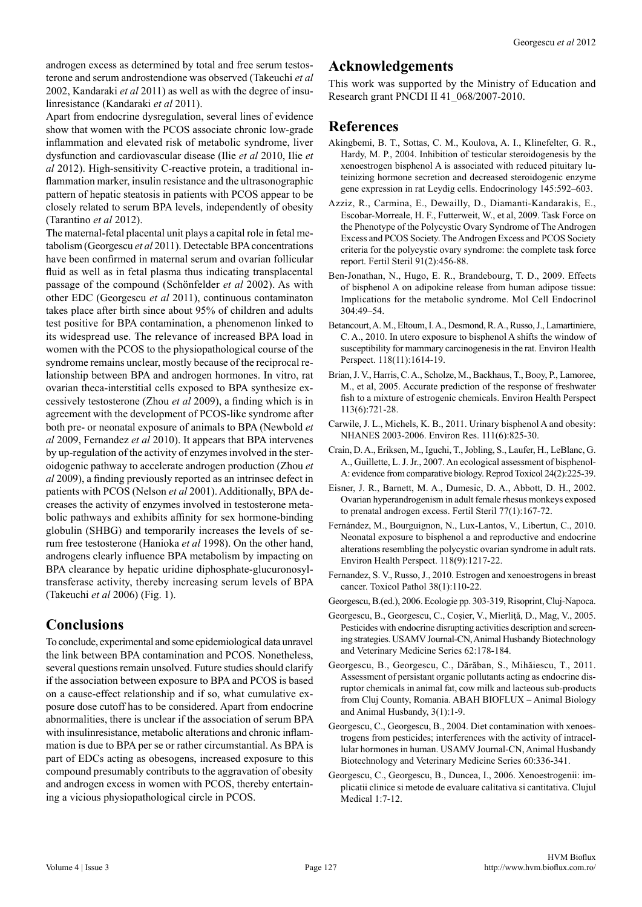androgen excess as determined by total and free serum testosterone and serum androstendione was observed (Takeuchi *et al* 2002, Kandaraki *et al* 2011) as well as with the degree of insulinresistance (Kandaraki *et al* 2011).

Apart from endocrine dysregulation, several lines of evidence show that women with the PCOS associate chronic low-grade inflammation and elevated risk of metabolic syndrome, liver dysfunction and cardiovascular disease (Ilie *et al* 2010, Ilie *et al* 2012). High-sensitivity C-reactive protein, a traditional inflammation marker, insulin resistance and the ultrasonographic pattern of hepatic steatosis in patients with PCOS appear to be closely related to serum BPA levels, independently of obesity (Tarantino *et al* 2012).

The maternal-fetal placental unit plays a capital role in fetal metabolism (Georgescu *et al* 2011). Detectable BPA concentrations have been confirmed in maternal serum and ovarian follicular fluid as well as in fetal plasma thus indicating transplacental passage of the compound (Schönfelder *et al* 2002). As with other EDC (Georgescu *et al* 2011), continuous contaminaton takes place after birth since about 95% of children and adults test positive for BPA contamination, a phenomenon linked to its widespread use. The relevance of increased BPA load in women with the PCOS to the physiopathological course of the syndrome remains unclear, mostly because of the reciprocal relationship between BPA and androgen hormones. In vitro, rat ovarian theca-interstitial cells exposed to BPA synthesize excessively testosterone (Zhou *et al* 2009), a finding which is in agreement with the development of PCOS-like syndrome after both pre- or neonatal exposure of animals to BPA (Newbold *et al* 2009, Fernandez *et al* 2010). It appears that BPA intervenes by up-regulation of the activity of enzymes involved in the steroidogenic pathway to accelerate androgen production (Zhou *et al* 2009), a finding previously reported as an intrinsec defect in patients with PCOS (Nelson *et al* 2001). Additionally, BPA decreases the activity of enzymes involved in testosterone metabolic pathways and exhibits affinity for sex hormone-binding globulin (SHBG) and temporarily increases the levels of serum free testosterone (Hanioka *et al* 1998). On the other hand, androgens clearly influence BPA metabolism by impacting on BPA clearance by hepatic uridine diphosphate-glucuronosyltransferase activity, thereby increasing serum levels of BPA (Takeuchi *et al* 2006) (Fig. 1).

## Conclusions

To conclude, experimental and some epidemiological data unravel the link between BPA contamination and PCOS. Nonetheless, several questions remain unsolved. Future studies should clarify if the association between exposure to BPA and PCOS is based on a cause-effect relationship and if so, what cumulative exposure dose cutoff has to be considered. Apart from endocrine abnormalities, there is unclear if the association of serum BPA with insulinresistance, metabolic alterations and chronic inflammation is due to BPA per se or rather circumstantial. As BPA is part of EDCs acting as obesogens, increased exposure to this compound presumably contributs to the aggravation of obesity and androgen excess in women with PCOS, thereby entertaining a vicious physiopathological circle in PCOS.

## Acknowledgements

This work was supported by the Ministry of Education and Research grant PNCDI II 41_068/2007-2010.

## References

Akingbemi, B. T., Sottas, C. M., Koulova, A. I., Klinefelter, G. R., Hardy, M. P., 2004. Inhibition of testicular steroidogenesis by the xenoestrogen bisphenol A is associated with reduced pituitary luteinizing hormone secretion and decreased steroidogenic enzyme gene expression in rat Leydig cells. Endocrinology 145:592–603.

Azziz, R., Carmina, E., Dewailly, D., Diamanti-Kandarakis, E., Escobar-Morreale, H. F., Futterweit, W., et al, 2009. Task Force on the Phenotype of the Polycystic Ovary Syndrome of The Androgen Excess and PCOS Society. The Androgen Excess and PCOS Society criteria for the polycystic ovary syndrome: the complete task force report. Fertil Steril 91(2):456-88.

Ben-Jonathan, N., Hugo, E. R., Brandebourg, T. D., 2009. Effects of bisphenol A on adipokine release from human adipose tissue: Implications for the metabolic syndrome. Mol Cell Endocrinol 304:49–54.

Betancourt, A. M., Eltoum, I. A., Desmond, R. A., Russo, J., Lamartiniere, C. A., 2010. In utero exposure to bisphenol A shifts the window of susceptibility for mammary carcinogenesis in the rat. Environ Health Perspect. 118(11):1614-19.

Brian, J. V., Harris, C. A., Scholze, M., Backhaus, T., Booy, P., Lamoree, M., et al, 2005. Accurate prediction of the response of freshwater fish to a mixture of estrogenic chemicals. Environ Health Perspect 113(6):721-28.

Carwile, J. L., Michels, K. B., 2011. Urinary bisphenol A and obesity: NHANES 2003-2006. Environ Res. 111(6):825-30.

Crain, D. A., Eriksen, M., Iguchi, T., Jobling, S., Laufer, H., LeBlanc, G. A., Guillette, L. J. Jr., 2007. An ecological assessment of bisphenol-A: evidence from comparative biology. Reprod Toxicol 24(2):225-39.

Eisner, J. R., Barnett, M. A., Dumesic, D. A., Abbott, D. H., 2002. Ovarian hyperandrogenism in adult female rhesus monkeys exposed to prenatal androgen excess. Fertil Steril 77(1):167-72.

Fernández, M., Bourguignon, N., Lux-Lantos, V., Libertun, C., 2010. Neonatal exposure to bisphenol a and reproductive and endocrine alterations resembling the polycystic ovarian syndrome in adult rats. Environ Health Perspect. 118(9):1217-22.

Fernandez, S. V., Russo, J., 2010. Estrogen and xenoestrogens in breast cancer. Toxicol Pathol 38(1):110-22.

Georgescu, B.(ed.), 2006. Ecologie pp. 303-319, Risoprint, Cluj-Napoca.

Georgescu, B., Georgescu, C., Coşier, V., Mierliţă, D., Mag, V., 2005. Pesticides with endocrine disrupting activities description and screening strategies. USAMV Journal-CN, Animal Husbandy Biotechnology and Veterinary Medicine Series 62:178-184.

Georgescu, B., Georgescu, C., Dărăban, S., Mihăiescu, T., 2011. Assessment of persistant organic pollutants acting as endocrine disruptor chemicals in animal fat, cow milk and lacteous sub-products from Cluj County, Romania. ABAH BIOFLUX – Animal Biology and Animal Husbandy, 3(1):1-9.

Georgescu, C., Georgescu, B., 2004. Diet contamination with xenoestrogens from pesticides; interferences with the activity of intracellular hormones in human. USAMV Journal-CN, Animal Husbandy Biotechnology and Veterinary Medicine Series 60:336-341.

Georgescu, C., Georgescu, B., Duncea, I., 2006. Xenoestrogenii: implicatii clinice si metode de evaluare calitativa si cantitativa. Clujul Medical 1:7-12.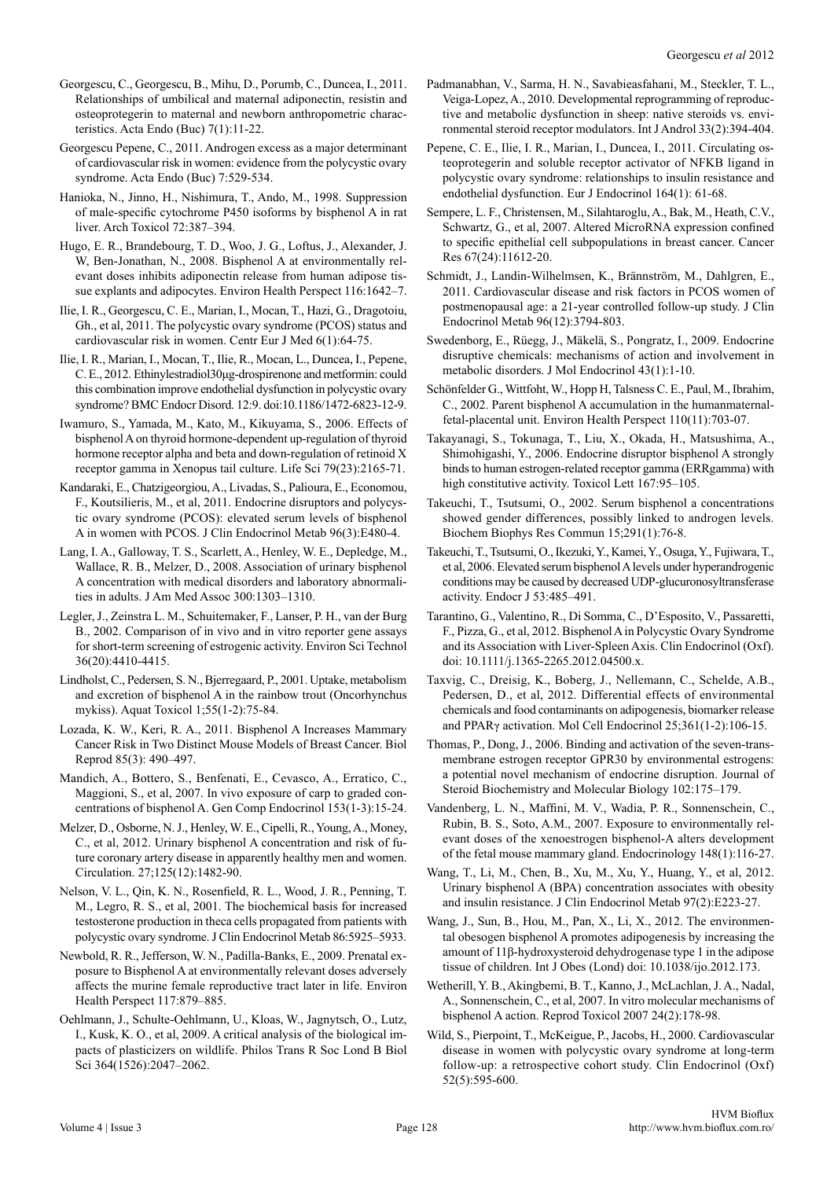Georgescu, C., Georgescu, B., Mihu, D., Porumb, C., Duncea, I., 2011. Relationships of umbilical and maternal adiponectin, resistin and osteoprotegerin to maternal and newborn anthropometric characteristics. Acta Endo (Buc) 7(1):11-22.

Georgescu Pepene, C., 2011. Androgen excess as a major determinant of cardiovascular risk in women: evidence from the polycystic ovary syndrome. Acta Endo (Buc) 7:529-534.

Hanioka, N., Jinno, H., Nishimura, T., Ando, M., 1998. Suppression of male-specific cytochrome P450 isoforms by bisphenol A in rat liver. Arch Toxicol 72:387–394.

Hugo, E. R., Brandebourg, T. D., Woo, J. G., Loftus, J., Alexander, J. W, Ben-Jonathan, N., 2008. Bisphenol A at environmentally relevant doses inhibits adiponectin release from human adipose tissue explants and adipocytes. Environ Health Perspect 116:1642–7.

Ilie, I. R., Georgescu, C. E., Marian, I., Mocan, T., Hazi, G., Dragotoiu, Gh., et al, 2011. The polycystic ovary syndrome (PCOS) status and cardiovascular risk in women. Centr Eur J Med 6(1):64-75.

Ilie, I. R., Marian, I., Mocan, T., Ilie, R., Mocan, L., Duncea, I., Pepene, C. E., 2012. Ethinylestradiol30μg-drospirenone and metformin: could this combination improve endothelial dysfunction in polycystic ovary syndrome? BMC Endocr Disord. 12:9. doi:10.1186/1472-6823-12-9.

Iwamuro, S., Yamada, M., Kato, M., Kikuyama, S., 2006. Effects of bisphenol A on thyroid hormone-dependent up-regulation of thyroid hormone receptor alpha and beta and down-regulation of retinoid X receptor gamma in Xenopus tail culture. Life Sci 79(23):2165-71.

Kandaraki, E., Chatzigeorgiou, A., Livadas, S., Palioura, E., Economou, F., Koutsilieris, M., et al, 2011. Endocrine disruptors and polycystic ovary syndrome (PCOS): elevated serum levels of bisphenol A in women with PCOS. J Clin Endocrinol Metab 96(3):E480-4.

Lang, I. A., Galloway, T. S., Scarlett, A., Henley, W. E., Depledge, M., Wallace, R. B., Melzer, D., 2008. Association of urinary bisphenol A concentration with medical disorders and laboratory abnormalities in adults. J Am Med Assoc 300:1303–1310.

Legler, J., Zeinstra L. M., Schuitemaker, F., Lanser, P. H., van der Burg B., 2002. Comparison of in vivo and in vitro reporter gene assays for short-term screening of estrogenic activity. Environ Sci Technol 36(20):4410-4415.

Lindholst, C., Pedersen, S. N., Bjerregaard, P., 2001. Uptake, metabolism and excretion of bisphenol A in the rainbow trout (Oncorhynchus mykiss). Aquat Toxicol 1;55(1-2):75-84.

Lozada, K. W., Keri, R. A., 2011. Bisphenol A Increases Mammary Cancer Risk in Two Distinct Mouse Models of Breast Cancer. Biol Reprod 85(3): 490–497.

Mandich, A., Bottero, S., Benfenati, E., Cevasco, A., Erratico, C., Maggioni, S., et al, 2007. In vivo exposure of carp to graded concentrations of bisphenol A. Gen Comp Endocrinol 153(1-3):15-24.

Melzer, D., Osborne, N. J., Henley, W. E., Cipelli, R., Young, A., Money, C., et al, 2012. Urinary bisphenol A concentration and risk of future coronary artery disease in apparently healthy men and women. Circulation. 27;125(12):1482-90.

Nelson, V. L., Qin, K. N., Rosenfield, R. L., Wood, J. R., Penning, T. M., Legro, R. S., et al, 2001. The biochemical basis for increased testosterone production in theca cells propagated from patients with polycystic ovary syndrome. J Clin Endocrinol Metab 86:5925–5933.

Newbold, R. R., Jefferson, W. N., Padilla-Banks, E., 2009. Prenatal exposure to Bisphenol A at environmentally relevant doses adversely affects the murine female reproductive tract later in life. Environ Health Perspect 117:879–885.

Oehlmann, J., Schulte-Oehlmann, U., Kloas, W., Jagnytsch, O., Lutz, I., Kusk, K. O., et al, 2009. A critical analysis of the biological impacts of plasticizers on wildlife. Philos Trans R Soc Lond B Biol Sci 364(1526):2047–2062.

Padmanabhan, V., Sarma, H. N., Savabieasfahani, M., Steckler, T. L., Veiga-Lopez, A., 2010. Developmental reprogramming of reproductive and metabolic dysfunction in sheep: native steroids vs. environmental steroid receptor modulators. Int J Androl 33(2):394-404.

Pepene, C. E., Ilie, I. R., Marian, I., Duncea, I., 2011. Circulating osteoprotegerin and soluble receptor activator of NFKB ligand in polycystic ovary syndrome: relationships to insulin resistance and endothelial dysfunction. Eur J Endocrinol 164(1): 61-68.

Sempere, L. F., Christensen, M., Silahtaroglu, A., Bak, M., Heath, C.V., Schwartz, G., et al, 2007. Altered MicroRNA expression confined to specific epithelial cell subpopulations in breast cancer. Cancer Res 67(24):11612-20.

Schmidt, J., Landin-Wilhelmsen, K., Brännström, M., Dahlgren, E., 2011. Cardiovascular disease and risk factors in PCOS women of postmenopausal age: a 21-year controlled follow-up study. J Clin Endocrinol Metab 96(12):3794-803.

Swedenborg, E., Rüegg, J., Mäkelä, S., Pongratz, I., 2009. Endocrine disruptive chemicals: mechanisms of action and involvement in metabolic disorders. J Mol Endocrinol 43(1):1-10.

Schönfelder G., Wittfoht, W., Hopp H, Talsness C. E., Paul, M., Ibrahim, C., 2002. Parent bisphenol A accumulation in the humanmaternal-fetal-placental unit. Environ Health Perspect 110(11):703-07.

Takayanagi, S., Tokunaga, T., Liu, X., Okada, H., Matsushima, A., Shimohigashi, Y., 2006. Endocrine disruptor bisphenol A strongly binds to human estrogen-related receptor gamma (ERRgamma) with high constitutive activity. Toxicol Lett 167:95–105.

Takeuchi, T., Tsutsumi, O., 2002. Serum bisphenol a concentrations showed gender differences, possibly linked to androgen levels. Biochem Biophys Res Commun 15;291(1):76-8.

Takeuchi, T., Tsutsumi, O., Ikezuki, Y., Kamei, Y., Osuga, Y., Fujiwara, T., et al, 2006. Elevated serum bisphenol A levels under hyperandrogenic conditions may be caused by decreased UDP-glucuronosyltransferase activity. Endocr J 53:485–491.

Tarantino, G., Valentino, R., Di Somma, C., D'Esposito, V., Passaretti, F., Pizza, G., et al, 2012. Bisphenol A in Polycystic Ovary Syndrome and its Association with Liver-Spleen Axis. Clin Endocrinol (Oxf). doi: 10.1111/j.1365-2265.2012.04500.x.

Taxvig, C., Dreisig, K., Boberg, J., Nellemann, C., Schelde, A.B., Pedersen, D., et al, 2012. Differential effects of environmental chemicals and food contaminants on adipogenesis, biomarker release and PPARγ activation. Mol Cell Endocrinol 25;361(1-2):106-15.

Thomas, P., Dong, J., 2006. Binding and activation of the seven-transmembrane estrogen receptor GPR30 by environmental estrogens: a potential novel mechanism of endocrine disruption. Journal of Steroid Biochemistry and Molecular Biology 102:175–179.

Vandenberg, L. N., Maffini, M. V., Wadia, P. R., Sonnenschein, C., Rubin, B. S., Soto, A.M., 2007. Exposure to environmentally relevant doses of the xenoestrogen bisphenol-A alters development of the fetal mouse mammary gland. Endocrinology 148(1):116-27.

Wang, T., Li, M., Chen, B., Xu, M., Xu, Y., Huang, Y., et al, 2012. Urinary bisphenol A (BPA) concentration associates with obesity and insulin resistance. J Clin Endocrinol Metab 97(2):E223-27.

Wang, J., Sun, B., Hou, M., Pan, X., Li, X., 2012. The environmental obesogen bisphenol A promotes adipogenesis by increasing the amount of 11β-hydroxysteroid dehydrogenase type 1 in the adipose tissue of children. Int J Obes (Lond) doi: 10.1038/ijo.2012.173.

Wetherill, Y. B., Akingbemi, B. T., Kanno, J., McLachlan, J. A., Nadal, A., Sonnenschein, C., et al, 2007. In vitro molecular mechanisms of bisphenol A action. Reprod Toxicol 2007 24(2):178-98.

Wild, S., Pierpoint, T., McKeigue, P., Jacobs, H., 2000. Cardiovascular disease in women with polycystic ovary syndrome at long-term follow-up: a retrospective cohort study. Clin Endocrinol (Oxf) 52(5):595-600.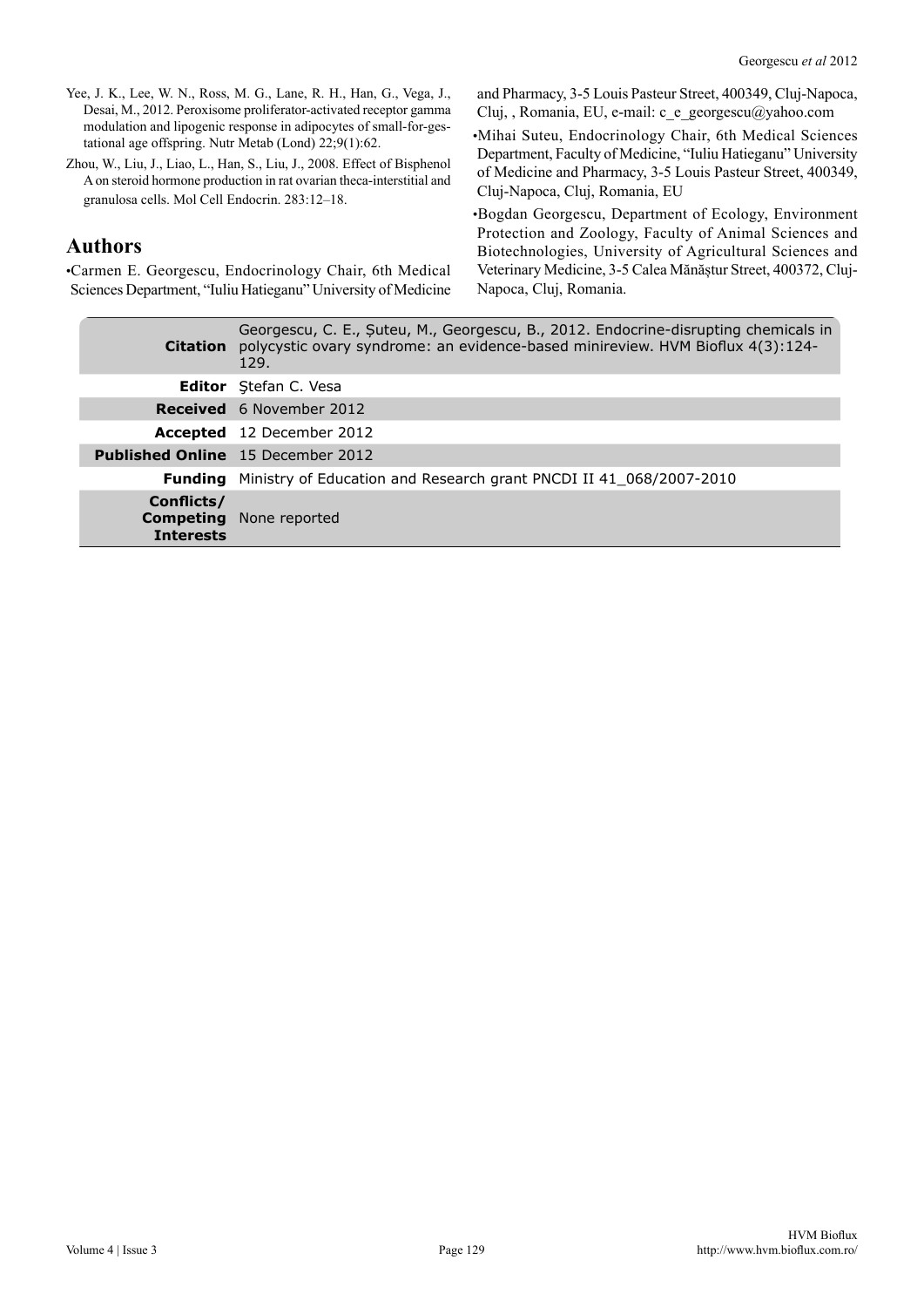Yee, J. K., Lee, W. N., Ross, M. G., Lane, R. H., Han, G., Vega, J., Desai, M., 2012. Peroxisome proliferator-activated receptor gamma modulation and lipogenic response in adipocytes of small-for-gestational age offspring. Nutr Metab (Lond) 22;9(1):62.

Zhou, W., Liu, J., Liao, L., Han, S., Liu, J., 2008. Effect of Bisphenol A on steroid hormone production in rat ovarian theca-interstitial and granulosa cells. Mol Cell Endocrin. 283:12–18.

## Authors

- Carmen E. Georgescu, Endocrinology Chair, 6th Medical Sciences Department, "Iuliu Hatieganu" University of Medicine and Pharmacy, 3-5 Louis Pasteur Street, 400349, Cluj-Napoca, Cluj, , Romania, EU, e-mail: c_e_georgescu@yahoo.com
- Mihai Suteu, Endocrinology Chair, 6th Medical Sciences Department, Faculty of Medicine, "Iuliu Hatieganu" University of Medicine and Pharmacy, 3-5 Louis Pasteur Street, 400349, Cluj-Napoca, Cluj, Romania, EU
- Bogdan Georgescu, Department of Ecology, Environment Protection and Zoology, Faculty of Animal Sciences and Biotechnologies, University of Agricultural Sciences and Veterinary Medicine, 3-5 Calea Mănăştur Street, 400372, Cluj-Napoca, Cluj, Romania.

| | |
|---|---|
| **Citation** | Georgescu, C. E., Șuteu, M., Georgescu, B., 2012. Endocrine-disrupting chemicals in polycystic ovary syndrome: an evidence-based minireview. HVM Bioflux 4(3):124-129. |
| **Editor** | Ştefan C. Vesa |
| **Received** | 6 November 2012 |
| **Accepted** | 12 December 2012 |
| **Published Online** | 15 December 2012 |
| **Funding** | Ministry of Education and Research grant PNCDI II 41_068/2007-2010 |
| **Conflicts/ Competing Interests** | None reported |